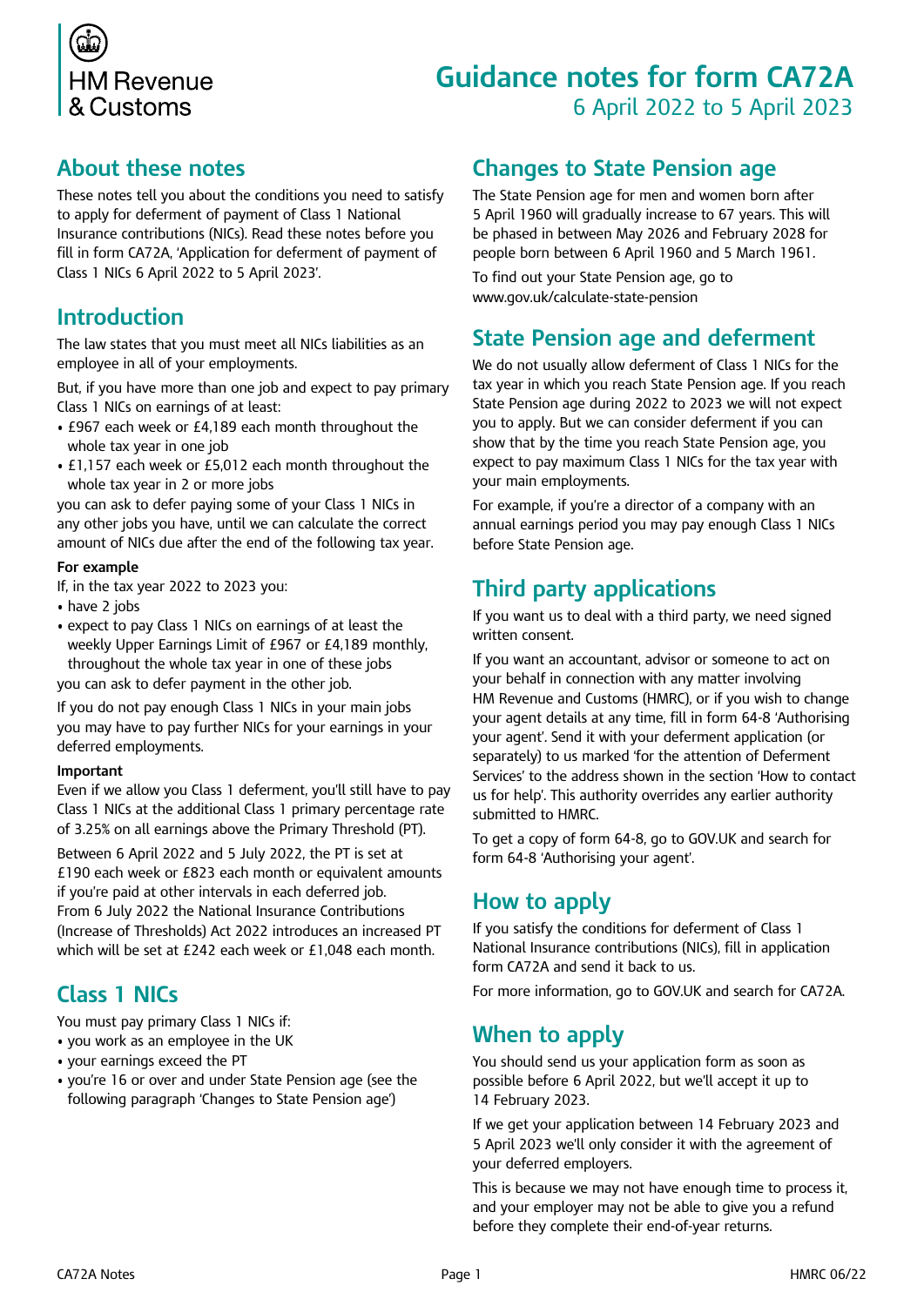HM Revenue & Customs

# Guidance notes for form CA72A

6 April 2022 to 5 April 2023

## About these notes

These notes tell you about the conditions you need to satisfy to apply for deferment of payment of Class 1 National Insurance contributions (NICs). Read these notes before you fill in form CA72A, 'Application for deferment of payment of Class 1 NICs 6 April 2022 to 5 April 2023'.

## Introduction

The law states that you must meet all NICs liabilities as an employee in all of your employments.

But, if you have more than one job and expect to pay primary Class 1 NICs on earnings of at least:

- £967 each week or £4,189 each month throughout the whole tax year in one job
- £1,157 each week or £5,012 each month throughout the whole tax year in 2 or more jobs

you can ask to defer paying some of your Class 1 NICs in any other jobs you have, until we can calculate the correct amount of NICs due after the end of the following tax year.

**For example**

If, in the tax year 2022 to 2023 you:

- have 2 jobs
- expect to pay Class 1 NICs on earnings of at least the weekly Upper Earnings Limit of £967 or £4,189 monthly, throughout the whole tax year in one of these jobs

you can ask to defer payment in the other job.

If you do not pay enough Class 1 NICs in your main jobs you may have to pay further NICs for your earnings in your deferred employments.

**Important**

Even if we allow you Class 1 deferment, you'll still have to pay Class 1 NICs at the additional Class 1 primary percentage rate of 3.25% on all earnings above the Primary Threshold (PT).

Between 6 April 2022 and 5 July 2022, the PT is set at £190 each week or £823 each month or equivalent amounts if you're paid at other intervals in each deferred job. From 6 July 2022 the National Insurance Contributions (Increase of Thresholds) Act 2022 introduces an increased PT which will be set at £242 each week or £1,048 each month.

## Class 1 NICs

You must pay primary Class 1 NICs if:

- you work as an employee in the UK
- your earnings exceed the PT
- you're 16 or over and under State Pension age (see the following paragraph 'Changes to State Pension age')

## Changes to State Pension age

The State Pension age for men and women born after 5 April 1960 will gradually increase to 67 years. This will be phased in between May 2026 and February 2028 for people born between 6 April 1960 and 5 March 1961.

To find out your State Pension age, go to www.gov.uk/calculate-state-pension

## State Pension age and deferment

We do not usually allow deferment of Class 1 NICs for the tax year in which you reach State Pension age. If you reach State Pension age during 2022 to 2023 we will not expect you to apply. But we can consider deferment if you can show that by the time you reach State Pension age, you expect to pay maximum Class 1 NICs for the tax year with your main employments.

For example, if you're a director of a company with an annual earnings period you may pay enough Class 1 NICs before State Pension age.

## Third party applications

If you want us to deal with a third party, we need signed written consent.

If you want an accountant, advisor or someone to act on your behalf in connection with any matter involving HM Revenue and Customs (HMRC), or if you wish to change your agent details at any time, fill in form 64-8 'Authorising your agent'. Send it with your deferment application (or separately) to us marked 'for the attention of Deferment Services' to the address shown in the section 'How to contact us for help'. This authority overrides any earlier authority submitted to HMRC.

To get a copy of form 64-8, go to GOV.UK and search for form 64-8 'Authorising your agent'.

## How to apply

If you satisfy the conditions for deferment of Class 1 National Insurance contributions (NICs), fill in application form CA72A and send it back to us.

For more information, go to GOV.UK and search for CA72A.

## When to apply

You should send us your application form as soon as possible before 6 April 2022, but we'll accept it up to 14 February 2023.

If we get your application between 14 February 2023 and 5 April 2023 we'll only consider it with the agreement of your deferred employers.

This is because we may not have enough time to process it, and your employer may not be able to give you a refund before they complete their end-of-year returns.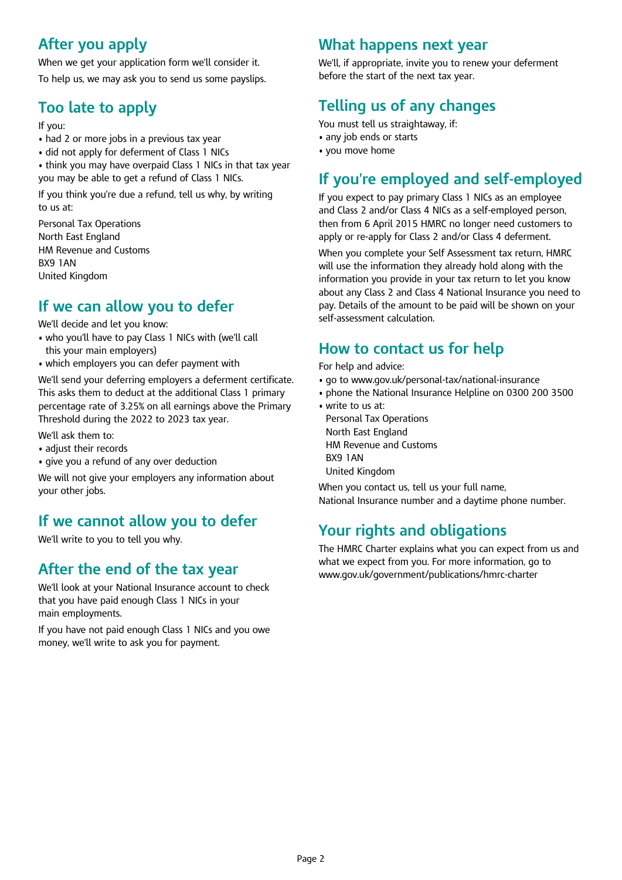## After you apply

When we get your application form we'll consider it.

To help us, we may ask you to send us some payslips.

## Too late to apply

If you:

- had 2 or more jobs in a previous tax year
- did not apply for deferment of Class 1 NICs
- think you may have overpaid Class 1 NICs in that tax year

you may be able to get a refund of Class 1 NICs.

If you think you're due a refund, tell us why, by writing to us at:

Personal Tax Operations
North East England
HM Revenue and Customs
BX9 1AN
United Kingdom

## If we can allow you to defer

We'll decide and let you know:

- who you'll have to pay Class 1 NICs with (we'll call this your main employers)
- which employers you can defer payment with

We'll send your deferring employers a deferment certificate. This asks them to deduct at the additional Class 1 primary percentage rate of 3.25% on all earnings above the Primary Threshold during the 2022 to 2023 tax year.

We'll ask them to:

- adjust their records
- give you a refund of any over deduction

We will not give your employers any information about your other jobs.

## If we cannot allow you to defer

We'll write to you to tell you why.

## After the end of the tax year

We'll look at your National Insurance account to check that you have paid enough Class 1 NICs in your main employments.

If you have not paid enough Class 1 NICs and you owe money, we'll write to ask you for payment.

## What happens next year

We'll, if appropriate, invite you to renew your deferment before the start of the next tax year.

## Telling us of any changes

You must tell us straightaway, if:

- any job ends or starts
- you move home

## If you're employed and self-employed

If you expect to pay primary Class 1 NICs as an employee and Class 2 and/or Class 4 NICs as a self-employed person, then from 6 April 2015 HMRC no longer need customers to apply or re-apply for Class 2 and/or Class 4 deferment.

When you complete your Self Assessment tax return, HMRC will use the information they already hold along with the information you provide in your tax return to let you know about any Class 2 and Class 4 National Insurance you need to pay. Details of the amount to be paid will be shown on your self-assessment calculation.

## How to contact us for help

For help and advice:

- go to www.gov.uk/personal-tax/national-insurance
- phone the National Insurance Helpline on 0300 200 3500
- write to us at:
  Personal Tax Operations
  North East England
  HM Revenue and Customs
  BX9 1AN
  United Kingdom

When you contact us, tell us your full name, National Insurance number and a daytime phone number.

## Your rights and obligations

The HMRC Charter explains what you can expect from us and what we expect from you. For more information, go to www.gov.uk/government/publications/hmrc-charter